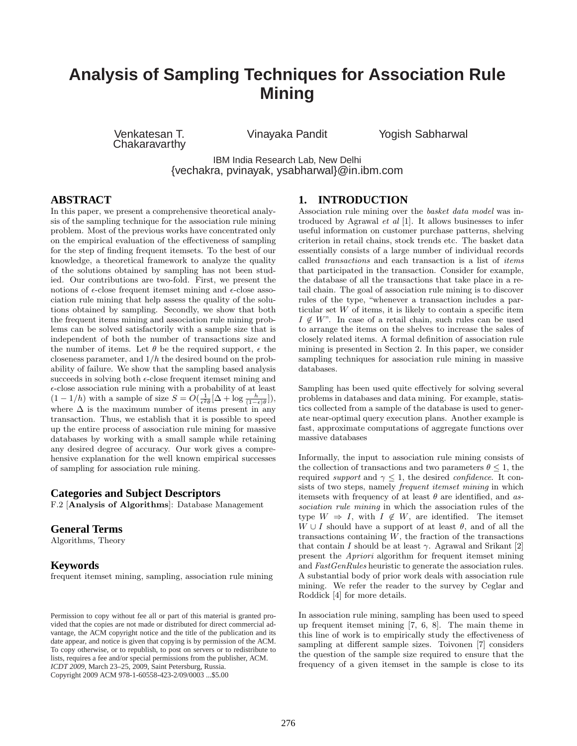# Analysis of Sampling Techniques for Association Rule Mining

Venkatesan T. Chakaravarthy   Vinayaka Pandit   Yogish Sabharwal

IBM India Research Lab, New Delhi
{vechakra, pvinayak, ysabharwal}@in.ibm.com

## ABSTRACT

In this paper, we present a comprehensive theoretical analysis of the sampling technique for the association rule mining problem. Most of the previous works have concentrated only on the empirical evaluation of the effectiveness of sampling for the step of finding frequent itemsets. To the best of our knowledge, a theoretical framework to analyze the quality of the solutions obtained by sampling has not been studied. Our contributions are two-fold. First, we present the notions of $\epsilon$-close frequent itemset mining and $\epsilon$-close association rule mining that help assess the quality of the solutions obtained by sampling. Secondly, we show that both the frequent items mining and association rule mining problems can be solved satisfactorily with a sample size that is independent of both the number of transactions size and the number of items. Let $\theta$ be the required support, $\epsilon$ the closeness parameter, and $1/h$ the desired bound on the probability of failure. We show that the sampling based analysis succeeds in solving both $\epsilon$-close frequent itemset mining and $\epsilon$-close association rule mining with a probability of at least $(1 - 1/h)$ with a sample of size $S = O(\frac{1}{\epsilon^2\theta}[\Delta + \log \frac{h}{(1-\epsilon)\theta}])$, where $\Delta$ is the maximum number of items present in any transaction. Thus, we establish that it is possible to speed up the entire process of association rule mining for massive databases by working with a small sample while retaining any desired degree of accuracy. Our work gives a comprehensive explanation for the well known empirical successes of sampling for association rule mining.

### Categories and Subject Descriptors

F.2 [**Analysis of Algorithms**]: Database Management

### General Terms

Algorithms, Theory

### Keywords

frequent itemset mining, sampling, association rule mining

Permission to copy without fee all or part of this material is granted provided that the copies are not made or distributed for direct commercial advantage, the ACM copyright notice and the title of the publication and its date appear, and notice is given that copying is by permission of the ACM. To copy otherwise, or to republish, to post on servers or to redistribute to lists, requires a fee and/or special permissions from the publisher, ACM.
*ICDT 2009*, March 23–25, 2009, Saint Petersburg, Russia.
Copyright 2009 ACM 978-1-60558-423-2/09/0003 ...$5.00

## 1. INTRODUCTION

Association rule mining over the *basket data model* was introduced by Agrawal *et al* [1]. It allows businesses to infer useful information on customer purchase patterns, shelving criterion in retail chains, stock trends etc. The basket data essentially consists of a large number of individual records called *transactions* and each transaction is a list of *items* that participated in the transaction. Consider for example, the database of all the transactions that take place in a retail chain. The goal of association rule mining is to discover rules of the type, "whenever a transaction includes a particular set $W$ of items, it is likely to contain a specific item $I \notin W$". In case of a retail chain, such rules can be used to arrange the items on the shelves to increase the sales of closely related items. A formal definition of association rule mining is presented in Section 2. In this paper, we consider sampling techniques for association rule mining in massive databases.

Sampling has been used quite effectively for solving several problems in databases and data mining. For example, statistics collected from a sample of the database is used to generate near-optimal query execution plans. Another example is fast, approximate computations of aggregate functions over massive databases

Informally, the input to association rule mining consists of the collection of transactions and two parameters $\theta \leq 1$, the required *support* and $\gamma \leq 1$, the desired *confidence*. It consists of two steps, namely *frequent itemset mining* in which itemsets with frequency of at least $\theta$ are identified, and *association rule mining* in which the association rules of the type $W \Rightarrow I$, with $I \notin W$, are identified. The itemset $W \cup I$ should have a support of at least $\theta$, and of all the transactions containing $W$, the fraction of the transactions that contain $I$ should be at least $\gamma$. Agrawal and Srikant [2] present the *Apriori* algorithm for frequent itemset mining and *FastGenRules* heuristic to generate the association rules. A substantial body of prior work deals with association rule mining. We refer the reader to the survey by Ceglar and Roddick [4] for more details.

In association rule mining, sampling has been used to speed up frequent itemset mining [7, 6, 8]. The main theme in this line of work is to empirically study the effectiveness of sampling at different sample sizes. Toivonen [7] considers the question of the sample size required to ensure that the frequency of a given itemset in the sample is close to its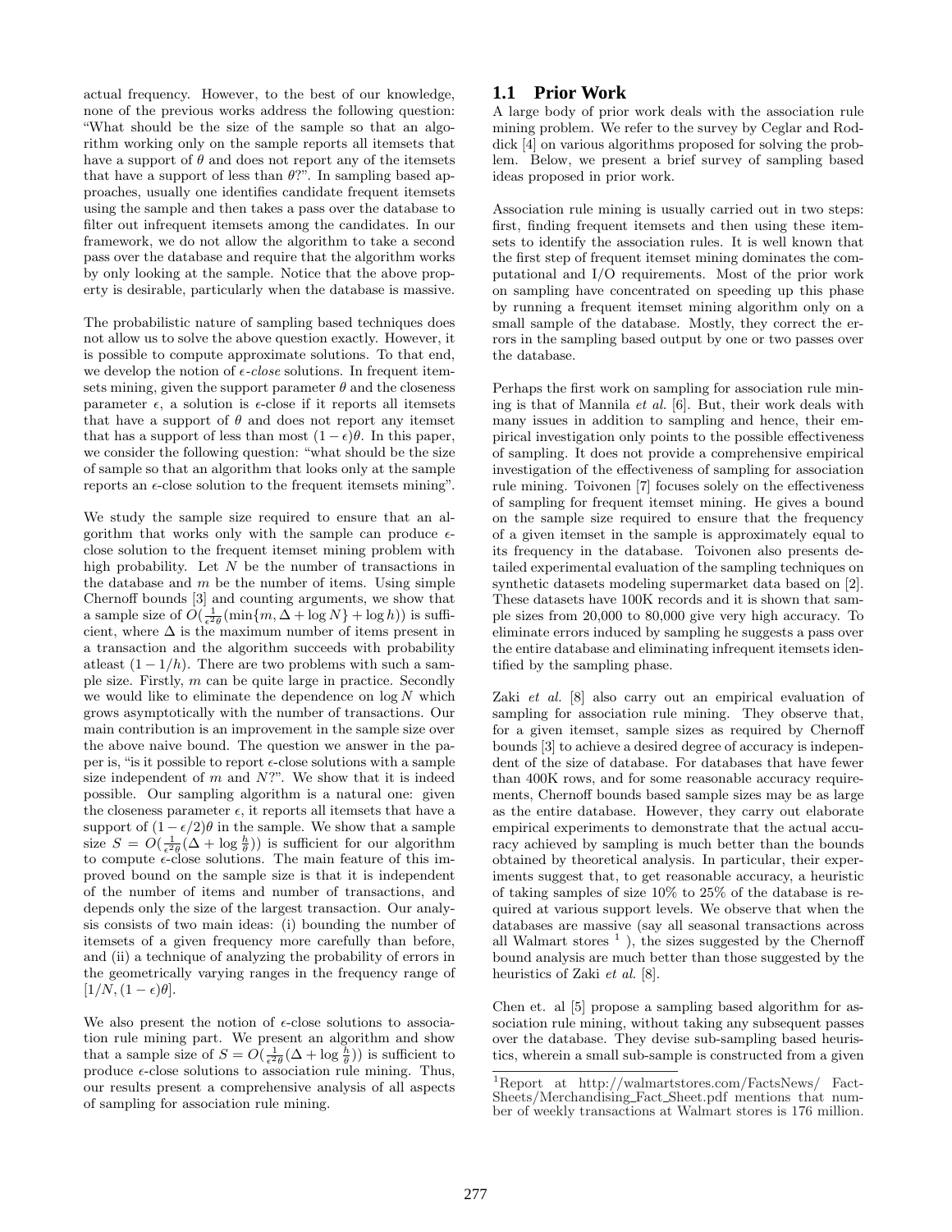actual frequency. However, to the best of our knowledge, none of the previous works address the following question: "What should be the size of the sample so that an algorithm working only on the sample reports all itemsets that have a support of $\theta$ and does not report any of the itemsets that have a support of less than $\theta$?". In sampling based approaches, usually one identifies candidate frequent itemsets using the sample and then takes a pass over the database to filter out infrequent itemsets among the candidates. In our framework, we do not allow the algorithm to take a second pass over the database and require that the algorithm works by only looking at the sample. Notice that the above property is desirable, particularly when the database is massive.

The probabilistic nature of sampling based techniques does not allow us to solve the above question exactly. However, it is possible to compute approximate solutions. To that end, we develop the notion of $\epsilon$-*close* solutions. In frequent itemsets mining, given the support parameter $\theta$ and the closeness parameter $\epsilon$, a solution is $\epsilon$-close if it reports all itemsets that have a support of $\theta$ and does not report any itemset that has a support of less than most $(1-\epsilon)\theta$. In this paper, we consider the following question: "what should be the size of sample so that an algorithm that looks only at the sample reports an $\epsilon$-close solution to the frequent itemsets mining".

We study the sample size required to ensure that an algorithm that works only with the sample can produce $\epsilon$-close solution to the frequent itemset mining problem with high probability. Let $N$ be the number of transactions in the database and $m$ be the number of items. Using simple Chernoff bounds [3] and counting arguments, we show that a sample size of $O(\frac{1}{\epsilon^2\theta}(\min\{m, \Delta + \log N\} + \log h))$ is sufficient, where $\Delta$ is the maximum number of items present in a transaction and the algorithm succeeds with probability atleast $(1-1/h)$. There are two problems with such a sample size. Firstly, $m$ can be quite large in practice. Secondly we would like to eliminate the dependence on $\log N$ which grows asymptotically with the number of transactions. Our main contribution is an improvement in the sample size over the above naive bound. The question we answer in the paper is, "is it possible to report $\epsilon$-close solutions with a sample size independent of $m$ and $N$?". We show that it is indeed possible. Our sampling algorithm is a natural one: given the closeness parameter $\epsilon$, it reports all itemsets that have a support of $(1-\epsilon/2)\theta$ in the sample. We show that a sample size $S = O(\frac{1}{\epsilon^2\theta}(\Delta + \log\frac{h}{\theta}))$ is sufficient for our algorithm to compute $\epsilon$-close solutions. The main feature of this improved bound on the sample size is that it is independent of the number of items and number of transactions, and depends only the size of the largest transaction. Our analysis consists of two main ideas: (i) bounding the number of itemsets of a given frequency more carefully than before, and (ii) a technique of analyzing the probability of errors in the geometrically varying ranges in the frequency range of $[1/N, (1-\epsilon)\theta]$.

We also present the notion of $\epsilon$-close solutions to association rule mining part. We present an algorithm and show that a sample size of $S = O(\frac{1}{\epsilon^2\theta}(\Delta + \log\frac{h}{\theta}))$ is sufficient to produce $\epsilon$-close solutions to association rule mining. Thus, our results present a comprehensive analysis of all aspects of sampling for association rule mining.

## 1.1 Prior Work

A large body of prior work deals with the association rule mining problem. We refer to the survey by Ceglar and Roddick [4] on various algorithms proposed for solving the problem. Below, we present a brief survey of sampling based ideas proposed in prior work.

Association rule mining is usually carried out in two steps: first, finding frequent itemsets and then using these itemsets to identify the association rules. It is well known that the first step of frequent itemset mining dominates the computational and I/O requirements. Most of the prior work on sampling have concentrated on speeding up this phase by running a frequent itemset mining algorithm only on a small sample of the database. Mostly, they correct the errors in the sampling based output by one or two passes over the database.

Perhaps the first work on sampling for association rule mining is that of Mannila *et al.* [6]. But, their work deals with many issues in addition to sampling and hence, their empirical investigation only points to the possible effectiveness of sampling. It does not provide a comprehensive empirical investigation of the effectiveness of sampling for association rule mining. Toivonen [7] focuses solely on the effectiveness of sampling for frequent itemset mining. He gives a bound on the sample size required to ensure that the frequency of a given itemset in the sample is approximately equal to its frequency in the database. Toivonen also presents detailed experimental evaluation of the sampling techniques on synthetic datasets modeling supermarket data based on [2]. These datasets have 100K records and it is shown that sample sizes from 20,000 to 80,000 give very high accuracy. To eliminate errors induced by sampling he suggests a pass over the entire database and eliminating infrequent itemsets identified by the sampling phase.

Zaki *et al.* [8] also carry out an empirical evaluation of sampling for association rule mining. They observe that, for a given itemset, sample sizes as required by Chernoff bounds [3] to achieve a desired degree of accuracy is independent of the size of database. For databases that have fewer than 400K rows, and for some reasonable accuracy requirements, Chernoff bounds based sample sizes may be as large as the entire database. However, they carry out elaborate empirical experiments to demonstrate that the actual accuracy achieved by sampling is much better than the bounds obtained by theoretical analysis. In particular, their experiments suggest that, to get reasonable accuracy, a heuristic of taking samples of size 10% to 25% of the database is required at various support levels. We observe that when the databases are massive (say all seasonal transactions across all Walmart stores [1] ), the sizes suggested by the Chernoff bound analysis are much better than those suggested by the heuristics of Zaki *et al.* [8].

Chen et. al [5] propose a sampling based algorithm for association rule mining, without taking any subsequent passes over the database. They devise sub-sampling based heuristics, wherein a small sub-sample is constructed from a given

[1] Report at http://walmartstores.com/FactsNews/ FactSheets/Merchandising_Fact_Sheet.pdf mentions that number of weekly transactions at Walmart stores is 176 million.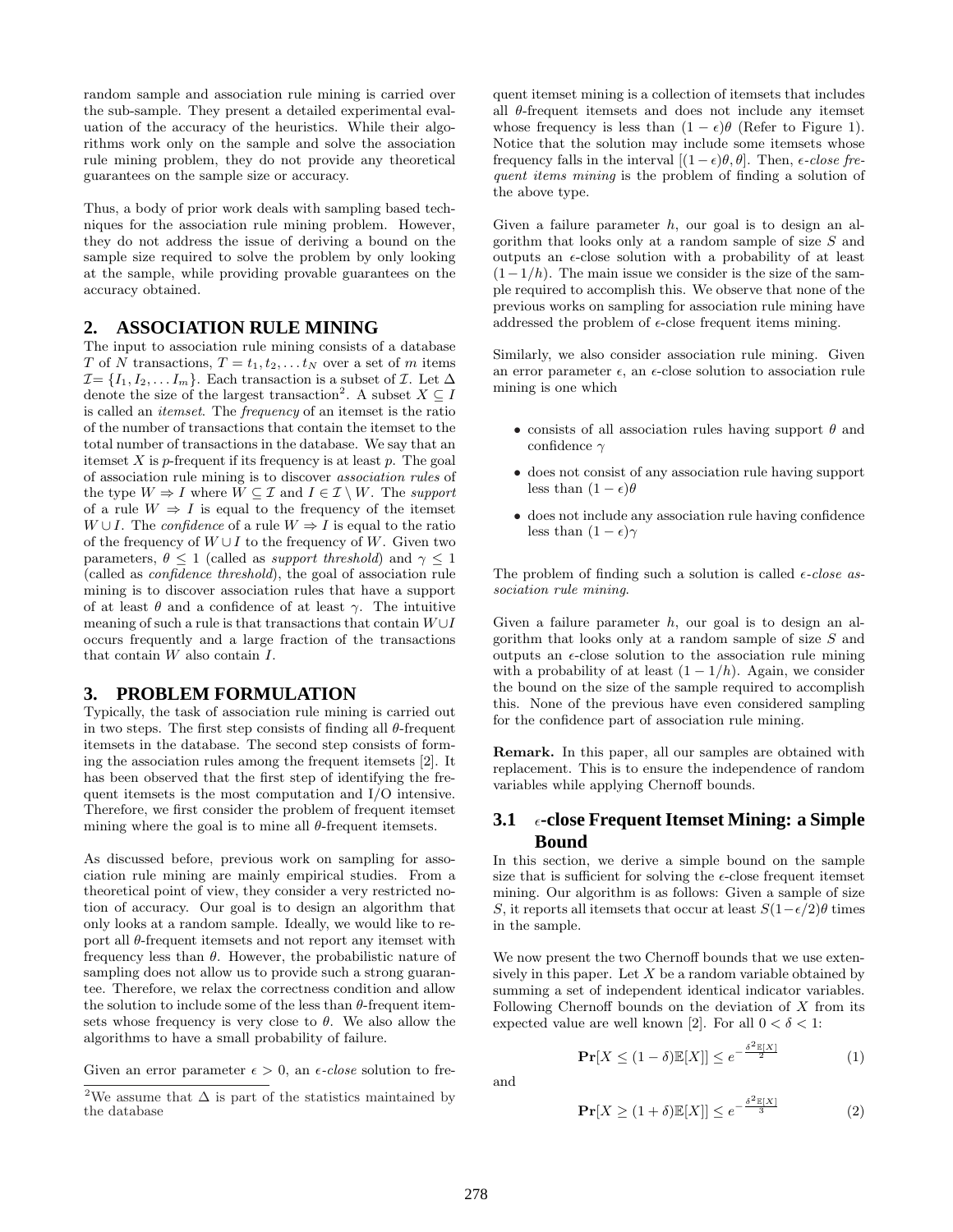random sample and association rule mining is carried over the sub-sample. They present a detailed experimental evaluation of the accuracy of the heuristics. While their algorithms work only on the sample and solve the association rule mining problem, they do not provide any theoretical guarantees on the sample size or accuracy.

Thus, a body of prior work deals with sampling based techniques for the association rule mining problem. However, they do not address the issue of deriving a bound on the sample size required to solve the problem by only looking at the sample, while providing provable guarantees on the accuracy obtained.

## 2. ASSOCIATION RULE MINING

The input to association rule mining consists of a database $T$ of $N$ transactions, $T = t_1, t_2, \ldots t_N$ over a set of $m$ items $\mathcal{I} = \{I_1, I_2, \ldots I_m\}$. Each transaction is a subset of $\mathcal{I}$. Let $\Delta$ denote the size of the largest transaction[2]. A subset $X \subseteq I$ is called an *itemset*. The *frequency* of an itemset is the ratio of the number of transactions that contain the itemset to the total number of transactions in the database. We say that an itemset $X$ is $p$-frequent if its frequency is at least $p$. The goal of association rule mining is to discover *association rules* of the type $W \Rightarrow I$ where $W \subseteq \mathcal{I}$ and $I \in \mathcal{I} \setminus W$. The *support* of a rule $W \Rightarrow I$ is equal to the frequency of the itemset $W \cup I$. The *confidence* of a rule $W \Rightarrow I$ is equal to the ratio of the frequency of $W \cup I$ to the frequency of $W$. Given two parameters, $\theta \leq 1$ (called as *support threshold*) and $\gamma \leq 1$ (called as *confidence threshold*), the goal of association rule mining is to discover association rules that have a support of at least $\theta$ and a confidence of at least $\gamma$. The intuitive meaning of such a rule is that transactions that contain $W \cup I$ occurs frequently and a large fraction of the transactions that contain $W$ also contain $I$.

## 3. PROBLEM FORMULATION

Typically, the task of association rule mining is carried out in two steps. The first step consists of finding all $\theta$-frequent itemsets in the database. The second step consists of forming the association rules among the frequent itemsets [2]. It has been observed that the first step of identifying the frequent itemsets is the most computation and I/O intensive. Therefore, we first consider the problem of frequent itemset mining where the goal is to mine all $\theta$-frequent itemsets.

As discussed before, previous work on sampling for association rule mining are mainly empirical studies. From a theoretical point of view, they consider a very restricted notion of accuracy. Our goal is to design an algorithm that only looks at a random sample. Ideally, we would like to report all $\theta$-frequent itemsets and not report any itemset with frequency less than $\theta$. However, the probabilistic nature of sampling does not allow us to provide such a strong guarantee. Therefore, we relax the correctness condition and allow the solution to include some of the less than $\theta$-frequent itemsets whose frequency is very close to $\theta$. We also allow the algorithms to have a small probability of failure.

Given an error parameter $\epsilon > 0$, an $\epsilon$-*close* solution to frequent itemset mining is a collection of itemsets that includes all $\theta$-frequent itemsets and does not include any itemset whose frequency is less than $(1-\epsilon)\theta$ (Refer to Figure 1). Notice that the solution may include some itemsets whose frequency falls in the interval $[(1-\epsilon)\theta, \theta]$. Then, $\epsilon$-*close frequent items mining* is the problem of finding a solution of the above type.

Given a failure parameter $h$, our goal is to design an algorithm that looks only at a random sample of size $S$ and outputs an $\epsilon$-close solution with a probability of at least $(1-1/h)$. The main issue we consider is the size of the sample required to accomplish this. We observe that none of the previous works on sampling for association rule mining have addressed the problem of $\epsilon$-close frequent items mining.

Similarly, we also consider association rule mining. Given an error parameter $\epsilon$, an $\epsilon$-close solution to association rule mining is one which

- consists of all association rules having support $\theta$ and confidence $\gamma$
- does not consist of any association rule having support less than $(1-\epsilon)\theta$
- does not include any association rule having confidence less than $(1-\epsilon)\gamma$

The problem of finding such a solution is called $\epsilon$-*close association rule mining.*

Given a failure parameter $h$, our goal is to design an algorithm that looks only at a random sample of size $S$ and outputs an $\epsilon$-close solution to the association rule mining with a probability of at least $(1-1/h)$. Again, we consider the bound on the size of the sample required to accomplish this. None of the previous have even considered sampling for the confidence part of association rule mining.

**Remark.** In this paper, all our samples are obtained with replacement. This is to ensure the independence of random variables while applying Chernoff bounds.

### 3.1 $\epsilon$-close Frequent Itemset Mining: a Simple Bound

In this section, we derive a simple bound on the sample size that is sufficient for solving the $\epsilon$-close frequent itemset mining. Our algorithm is as follows: Given a sample of size $S$, it reports all itemsets that occur at least $S(1-\epsilon/2)\theta$ times in the sample.

We now present the two Chernoff bounds that we use extensively in this paper. Let $X$ be a random variable obtained by summing a set of independent identical indicator variables. Following Chernoff bounds on the deviation of $X$ from its expected value are well known [2]. For all $0 < \delta < 1$:

$$\mathbf{Pr}[X \leq (1-\delta)\mathbb{E}[X]] \leq e^{-\frac{\delta^2 \mathbb{E}[X]}{2}} \tag{1}$$

and

$$\mathbf{Pr}[X \geq (1+\delta)\mathbb{E}[X]] \leq e^{-\frac{\delta^2 \mathbb{E}[X]}{3}} \tag{2}$$

[2]We assume that $\Delta$ is part of the statistics maintained by the database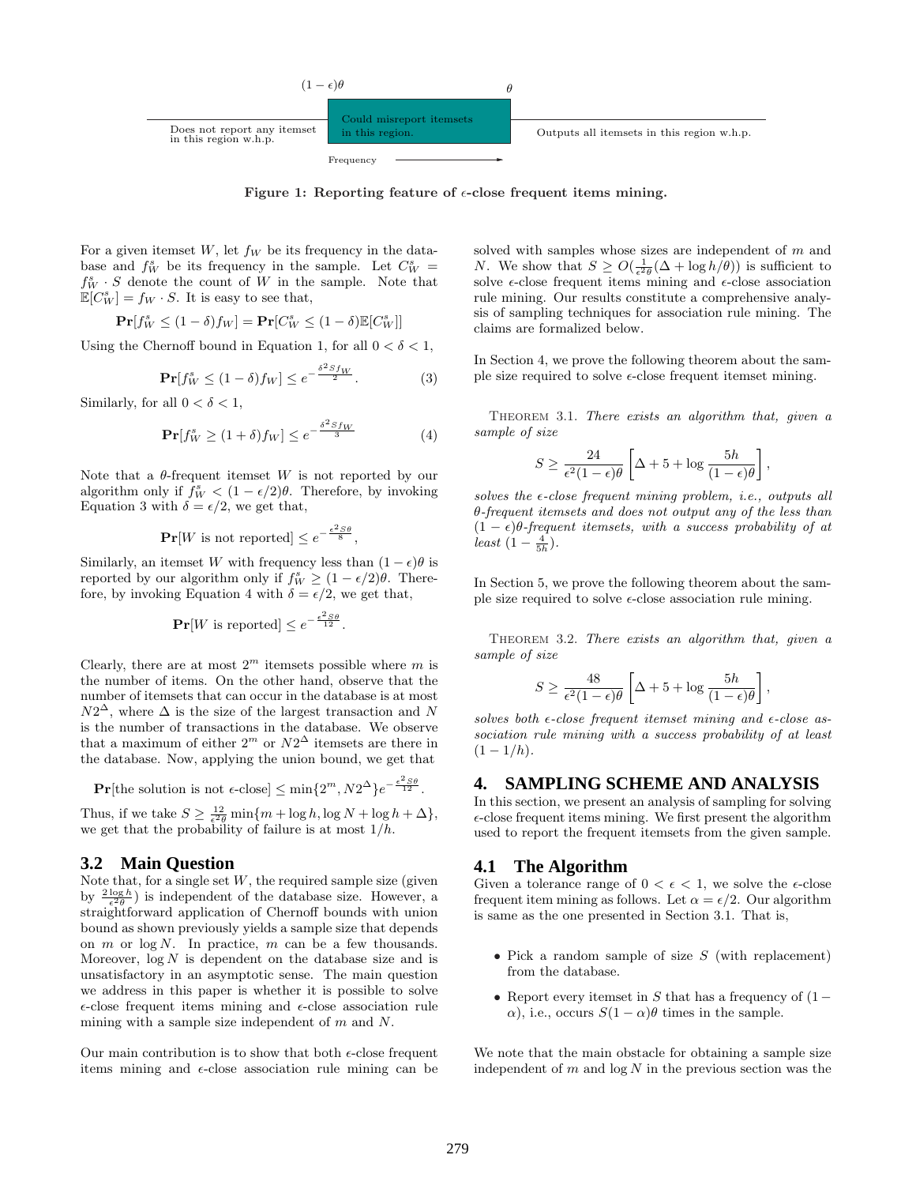(1 − $\epsilon$)$\theta$ | $\theta$

Does not report any itemset in this region w.h.p. | Could misreport itemsets in this region. | Outputs all itemsets in this region w.h.p.

Frequency →

**Figure 1: Reporting feature of $\epsilon$-close frequent items mining.**

For a given itemset $W$, let $f_W$ be its frequency in the database and $f^s_W$ be its frequency in the sample. Let $C^s_W = f^s_W \cdot S$ denote the count of $W$ in the sample. Note that $\mathbb{E}[C^s_W] = f_W \cdot S$. It is easy to see that,

$$\mathbf{Pr}[f^s_W \leq (1-\delta)f_W] = \mathbf{Pr}[C^s_W \leq (1-\delta)\mathbb{E}[C^s_W]]$$

Using the Chernoff bound in Equation 1, for all $0 < \delta < 1$,

$$\mathbf{Pr}[f^s_W \leq (1-\delta)f_W] \leq e^{-\frac{\delta^2 S f_W}{2}}. \quad (3)$$

Similarly, for all $0 < \delta < 1$,

$$\mathbf{Pr}[f^s_W \geq (1+\delta)f_W] \leq e^{-\frac{\delta^2 S f_W}{3}} \quad (4)$$

Note that a $\theta$-frequent itemset $W$ is not reported by our algorithm only if $f^s_W < (1-\epsilon/2)\theta$. Therefore, by invoking Equation 3 with $\delta = \epsilon/2$, we get that,

$$\mathbf{Pr}[W \text{ is not reported}] \leq e^{-\frac{\epsilon^2 S\theta}{8}},$$

Similarly, an itemset $W$ with frequency less than $(1-\epsilon)\theta$ is reported by our algorithm only if $f^s_W \geq (1-\epsilon/2)\theta$. Therefore, by invoking Equation 4 with $\delta = \epsilon/2$, we get that,

$$\mathbf{Pr}[W \text{ is reported}] \leq e^{-\frac{\epsilon^2 S\theta}{12}}.$$

Clearly, there are at most $2^m$ itemsets possible where $m$ is the number of items. On the other hand, observe that the number of itemsets that can occur in the database is at most $N2^\Delta$, where $\Delta$ is the size of the largest transaction and $N$ is the number of transactions in the database. We observe that a maximum of either $2^m$ or $N2^\Delta$ itemsets are there in the database. Now, applying the union bound, we get that

$$\mathbf{Pr}[\text{the solution is not } \epsilon\text{-close}] \leq \min\{2^m, N2^\Delta\} e^{-\frac{\epsilon^2 S\theta}{12}}.$$

Thus, if we take $S \geq \frac{12}{\epsilon^2\theta}\min\{m + \log h, \log N + \log h + \Delta\}$, we get that the probability of failure is at most $1/h$.

### 3.2 Main Question

Note that, for a single set $W$, the required sample size (given by $\frac{2\log h}{\epsilon^2\theta}$) is independent of the database size. However, a straightforward application of Chernoff bounds with union bound as shown previously yields a sample size that depends on $m$ or $\log N$. In practice, $m$ can be a few thousands. Moreover, $\log N$ is dependent on the database size and is unsatisfactory in an asymptotic sense. The main question we address in this paper is whether it is possible to solve $\epsilon$-close frequent items mining and $\epsilon$-close association rule mining with a sample size independent of $m$ and $N$.

Our main contribution is to show that both $\epsilon$-close frequent items mining and $\epsilon$-close association rule mining can be solved with samples whose sizes are independent of $m$ and $N$. We show that $S \geq O(\frac{1}{\epsilon^2\theta}(\Delta + \log h/\theta))$ is sufficient to solve $\epsilon$-close frequent items mining and $\epsilon$-close association rule mining. Our results constitute a comprehensive analysis of sampling techniques for association rule mining. The claims are formalized below.

In Section 4, we prove the following theorem about the sample size required to solve $\epsilon$-close frequent itemset mining.

THEOREM 3.1. *There exists an algorithm that, given a sample of size*

$$S \geq \frac{24}{\epsilon^2(1-\epsilon)\theta}\left[\Delta + 5 + \log\frac{5h}{(1-\epsilon)\theta}\right],$$

*solves the $\epsilon$-close frequent mining problem, i.e., outputs all $\theta$-frequent itemsets and does not output any of the less than $(1-\epsilon)\theta$-frequent itemsets, with a success probability of at least $(1 - \frac{4}{5h})$.*

In Section 5, we prove the following theorem about the sample size required to solve $\epsilon$-close association rule mining.

THEOREM 3.2. *There exists an algorithm that, given a sample of size*

$$S \geq \frac{48}{\epsilon^2(1-\epsilon)\theta}\left[\Delta + 5 + \log\frac{5h}{(1-\epsilon)\theta}\right],$$

*solves both $\epsilon$-close frequent itemset mining and $\epsilon$-close association rule mining with a success probability of at least $(1 - 1/h)$.*

## 4. SAMPLING SCHEME AND ANALYSIS

In this section, we present an analysis of sampling for solving $\epsilon$-close frequent items mining. We first present the algorithm used to report the frequent itemsets from the given sample.

### 4.1 The Algorithm

Given a tolerance range of $0 < \epsilon < 1$, we solve the $\epsilon$-close frequent item mining as follows. Let $\alpha = \epsilon/2$. Our algorithm is same as the one presented in Section 3.1. That is,

- Pick a random sample of size $S$ (with replacement) from the database.
- Report every itemset in $S$ that has a frequency of $(1 - \alpha)$, i.e., occurs $S(1-\alpha)\theta$ times in the sample.

We note that the main obstacle for obtaining a sample size independent of $m$ and $\log N$ in the previous section was the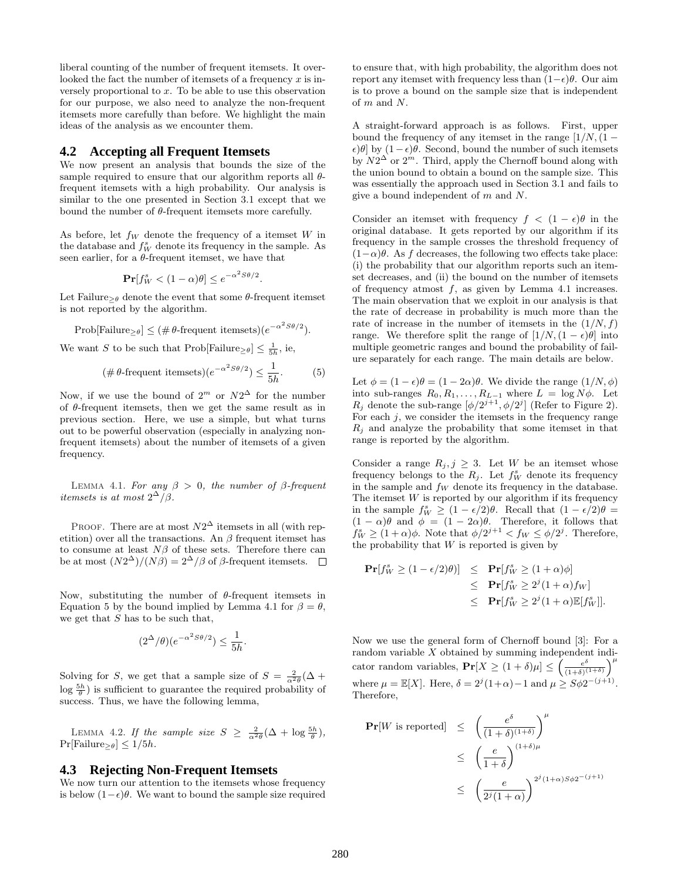liberal counting of the number of frequent itemsets. It overlooked the fact the number of itemsets of a frequency $x$ is inversely proportional to $x$. To be able to use this observation for our purpose, we also need to analyze the non-frequent itemsets more carefully than before. We highlight the main ideas of the analysis as we encounter them.

## 4.2 Accepting all Frequent Itemsets

We now present an analysis that bounds the size of the sample required to ensure that our algorithm reports all $\theta$-frequent itemsets with a high probability. Our analysis is similar to the one presented in Section 3.1 except that we bound the number of $\theta$-frequent itemsets more carefully.

As before, let $f_W$ denote the frequency of a itemset $W$ in the database and $f_W^s$ denote its frequency in the sample. As seen earlier, for a $\theta$-frequent itemset, we have that

$$\mathbf{Pr}[f_W^s < (1-\alpha)\theta] \leq e^{-\alpha^2 S\theta/2}.$$

Let $\text{Failure}_{\geq\theta}$ denote the event that some $\theta$-frequent itemset is not reported by the algorithm.

$$\text{Prob}[\text{Failure}_{\geq\theta}] \leq (\#\,\theta\text{-frequent itemsets})(e^{-\alpha^2 S\theta/2}).$$

We want $S$ to be such that $\text{Prob}[\text{Failure}_{\geq\theta}] \leq \frac{1}{5h}$, ie,

$$(\#\,\theta\text{-frequent itemsets})(e^{-\alpha^2 S\theta/2}) \leq \frac{1}{5h}. \quad (5)$$

Now, if we use the bound of $2^m$ or $N2^\Delta$ for the number of $\theta$-frequent itemsets, then we get the same result as in previous section. Here, we use a simple, but what turns out to be powerful observation (especially in analyzing non-frequent itemsets) about the number of itemsets of a given frequency.

LEMMA 4.1. *For any $\beta > 0$, the number of $\beta$-frequent itemsets is at most $2^\Delta/\beta$.*

PROOF. There are at most $N2^\Delta$ itemsets in all (with repetition) over all the transactions. An $\beta$ frequent itemset has to consume at least $N\beta$ of these sets. Therefore there can be at most $(N2^\Delta)/(N\beta) = 2^\Delta/\beta$ of $\beta$-frequent itemsets. □

Now, substituting the number of $\theta$-frequent itemsets in Equation 5 by the bound implied by Lemma 4.1 for $\beta = \theta$, we get that $S$ has to be such that,

$$(2^\Delta/\theta)(e^{-\alpha^2 S\theta/2}) \leq \frac{1}{5h}.$$

Solving for $S$, we get that a sample size of $S = \frac{2}{\alpha^2\theta}(\Delta + \log\frac{5h}{\theta})$ is sufficient to guarantee the required probability of success. Thus, we have the following lemma,

LEMMA 4.2. *If the sample size $S \geq \frac{2}{\alpha^2\theta}(\Delta + \log\frac{5h}{\theta})$, $\Pr[\text{Failure}_{\geq\theta}] \leq 1/5h$.*

## 4.3 Rejecting Non-Frequent Itemsets

We now turn our attention to the itemsets whose frequency is below $(1-\epsilon)\theta$. We want to bound the sample size required to ensure that, with high probability, the algorithm does not report any itemset with frequency less than $(1-\epsilon)\theta$. Our aim is to prove a bound on the sample size that is independent of $m$ and $N$.

A straight-forward approach is as follows. First, upper bound the frequency of any itemset in the range $[1/N, (1-\epsilon)\theta]$ by $(1-\epsilon)\theta$. Second, bound the number of such itemsets by $N2^\Delta$ or $2^m$. Third, apply the Chernoff bound along with the union bound to obtain a bound on the sample size. This was essentially the approach used in Section 3.1 and fails to give a bound independent of $m$ and $N$.

Consider an itemset with frequency $f < (1-\epsilon)\theta$ in the original database. It gets reported by our algorithm if its frequency in the sample crosses the threshold frequency of $(1-\alpha)\theta$. As $f$ decreases, the following two effects take place: (i) the probability that our algorithm reports such an itemset decreases, and (ii) the bound on the number of itemsets of frequency atmost $f$, as given by Lemma 4.1 increases. The main observation that we exploit in our analysis is that the rate of decrease in probability is much more than the rate of increase in the number of itemsets in the $(1/N, f)$ range. We therefore split the range of $[1/N, (1-\epsilon)\theta]$ into multiple geometric ranges and bound the probability of failure separately for each range. The main details are below.

Let $\phi = (1-\epsilon)\theta = (1-2\alpha)\theta$. We divide the range $(1/N, \phi)$ into sub-ranges $R_0, R_1, \ldots, R_{L-1}$ where $L = \log N\phi$. Let $R_j$ denote the sub-range $[\phi/2^{j+1}, \phi/2^j]$ (Refer to Figure 2). For each $j$, we consider the itemsets in the frequency range $R_j$ and analyze the probability that some itemset in that range is reported by the algorithm.

Consider a range $R_j, j \geq 3$. Let $W$ be an itemset whose frequency belongs to the $R_j$. Let $f_W^s$ denote its frequency in the sample and $f_W$ denote its frequency in the database. The itemset $W$ is reported by our algorithm if its frequency in the sample $f_W^s \geq (1-\epsilon/2)\theta$. Recall that $(1-\epsilon/2)\theta = (1-\alpha)\theta$ and $\phi = (1-2\alpha)\theta$. Therefore, it follows that $f_W^s \geq (1+\alpha)\phi$. Note that $\phi/2^{j+1} < f_W \leq \phi/2^j$. Therefore, the probability that $W$ is reported is given by

$$\begin{aligned}
\mathbf{Pr}[f_W^s \geq (1-\epsilon/2)\theta)] &\leq \mathbf{Pr}[f_W^s \geq (1+\alpha)\phi] \\
&\leq \mathbf{Pr}[f_W^s \geq 2^j(1+\alpha)f_W] \\
&\leq \mathbf{Pr}[f_W^s \geq 2^j(1+\alpha)\mathbb{E}[f_W^s]].
\end{aligned}$$

Now we use the general form of Chernoff bound [3]: For a random variable $X$ obtained by summing independent indicator random variables, $\mathbf{Pr}[X \geq (1+\delta)\mu] \leq \left(\frac{e^\delta}{(1+\delta)^{(1+\delta)}}\right)^\mu$ where $\mu = \mathbb{E}[X]$. Here, $\delta = 2^j(1+\alpha)-1$ and $\mu \geq S\phi 2^{-(j+1)}$. Therefore,

$$\begin{aligned}
\mathbf{Pr}[W \text{ is reported}] &\leq \left(\frac{e^\delta}{(1+\delta)^{(1+\delta)}}\right)^\mu \\
&\leq \left(\frac{e}{1+\delta}\right)^{(1+\delta)\mu} \\
&\leq \left(\frac{e}{2^j(1+\alpha)}\right)^{2^j(1+\alpha)S\phi 2^{-(j+1)}}
\end{aligned}$$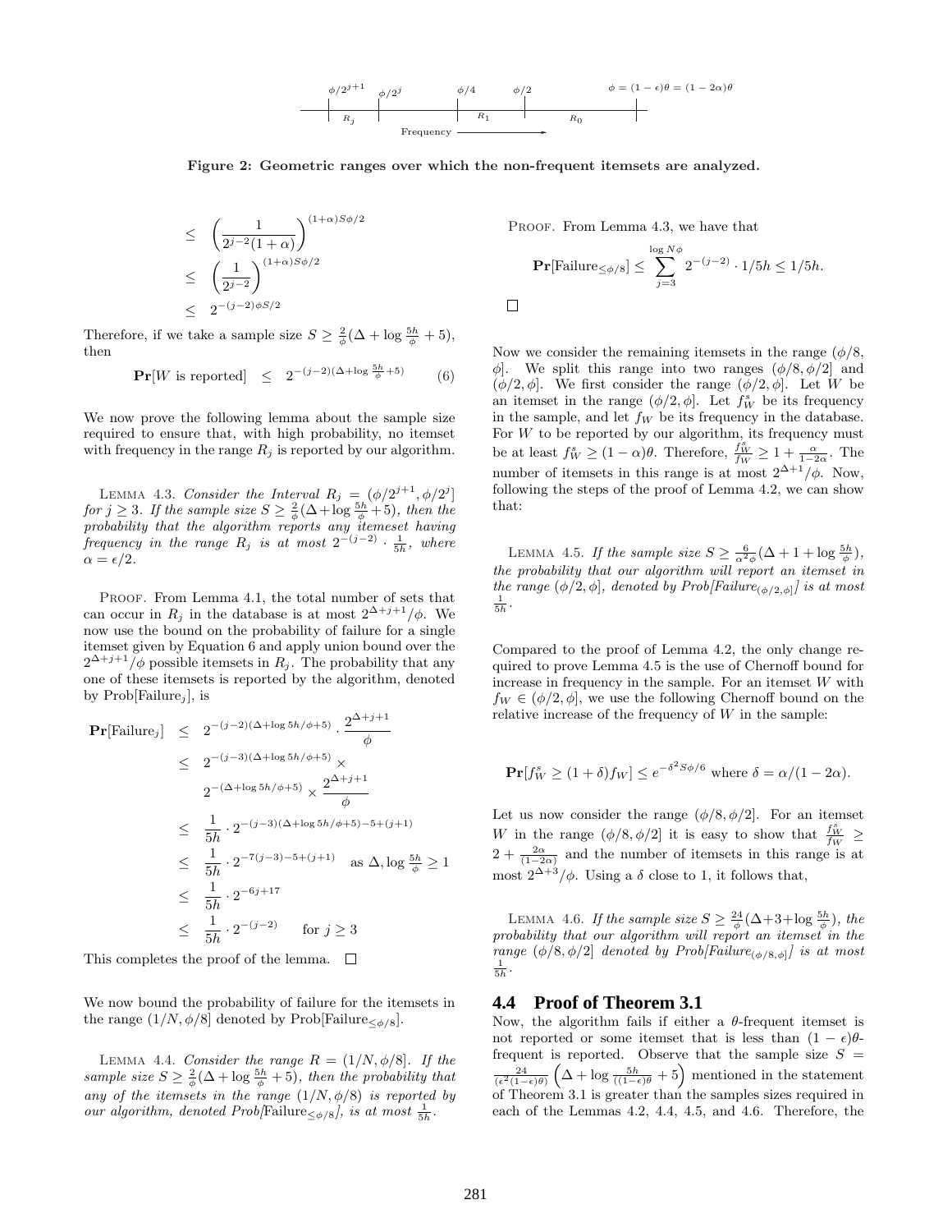$\phi/2^{j+1}$ $\phi/2^j$ $\phi/4$ $\phi/2$ $\phi = (1-\epsilon)\theta = (1-2\alpha)\theta$

$R_j$ $R_1$ $R_0$

Frequency →

**Figure 2: Geometric ranges over which the non-frequent itemsets are analyzed.**

$$
\begin{aligned}
&\leq \left(\frac{1}{2^{j-2}(1+\alpha)}\right)^{(1+\alpha)S\phi/2} \\
&\leq \left(\frac{1}{2^{j-2}}\right)^{(1+\alpha)S\phi/2} \\
&\leq 2^{-(j-2)\phi S/2}
\end{aligned}
$$

Therefore, if we take a sample size $S \geq \frac{2}{\phi}(\Delta + \log \frac{5h}{\phi} + 5)$, then

$$
\mathbf{Pr}[W \text{ is reported}] \leq 2^{-(j-2)(\Delta + \log \frac{5h}{\phi} + 5)} \quad (6)
$$

We now prove the following lemma about the sample size required to ensure that, with high probability, no itemset with frequency in the range $R_j$ is reported by our algorithm.

LEMMA 4.3. *Consider the Interval $R_j = (\phi/2^{j+1}, \phi/2^j]$ for $j \geq 3$. If the sample size $S \geq \frac{2}{\phi}(\Delta + \log \frac{5h}{\phi} + 5)$, then the probability that the algorithm reports any itemeset having frequency in the range $R_j$ is at most $2^{-(j-2)} \cdot \frac{1}{5h}$, where $\alpha = \epsilon/2$.*

PROOF. From Lemma 4.1, the total number of sets that can occur in $R_j$ in the database is at most $2^{\Delta+j+1}/\phi$. We now use the bound on the probability of failure for a single itemset given by Equation 6 and apply union bound over the $2^{\Delta+j+1}/\phi$ possible itemsets in $R_j$. The probability that any one of these itemsets is reported by the algorithm, denoted by Prob[Failure$_j$], is

$$
\begin{aligned}
\mathbf{Pr}[\text{Failure}_j] &\leq 2^{-(j-2)(\Delta + \log 5h/\phi + 5)} \cdot \frac{2^{\Delta+j+1}}{\phi} \\
&\leq 2^{-(j-3)(\Delta + \log 5h/\phi + 5)} \times \\
&\quad 2^{-(\Delta + \log 5h/\phi + 5)} \times \frac{2^{\Delta+j+1}}{\phi} \\
&\leq \frac{1}{5h} \cdot 2^{-(j-3)(\Delta + \log 5h/\phi + 5) - 5 + (j+1)} \\
&\leq \frac{1}{5h} \cdot 2^{-7(j-3) - 5 + (j+1)} \quad \text{as } \Delta, \log \frac{5h}{\phi} \geq 1 \\
&\leq \frac{1}{5h} \cdot 2^{-6j+17} \\
&\leq \frac{1}{5h} \cdot 2^{-(j-2)} \quad \text{for } j \geq 3
\end{aligned}
$$

This completes the proof of the lemma. □

We now bound the probability of failure for the itemsets in the range $(1/N, \phi/8]$ denoted by Prob[Failure$_{\leq \phi/8}$].

LEMMA 4.4. *Consider the range $R = (1/N, \phi/8]$. If the sample size $S \geq \frac{2}{\phi}(\Delta + \log \frac{5h}{\phi} + 5)$, then the probability that any of the itemsets in the range $(1/N, \phi/8)$ is reported by our algorithm, denoted Prob[Failure$_{\leq \phi/8}$], is at most $\frac{1}{5h}$.*

PROOF. From Lemma 4.3, we have that

$$
\mathbf{Pr}[\text{Failure}_{\leq \phi/8}] \leq \sum_{j=3}^{\log N\phi} 2^{-(j-2)} \cdot 1/5h \leq 1/5h.
$$

□

Now we consider the remaining itemsets in the range $(\phi/8, \phi]$. We split this range into two ranges $(\phi/8, \phi/2]$ and $(\phi/2, \phi]$. We first consider the range $(\phi/2, \phi]$. Let $W$ be an itemset in the range $(\phi/2, \phi]$. Let $f_W^s$ be its frequency in the sample, and let $f_W$ be its frequency in the database. For $W$ to be reported by our algorithm, its frequency must be at least $f_W^s \geq (1-\alpha)\theta$. Therefore, $\frac{f_W^s}{f_W} \geq 1 + \frac{\alpha}{1-2\alpha}$. The number of itemsets in this range is at most $2^{\Delta+1}/\phi$. Now, following the steps of the proof of Lemma 4.2, we can show that:

LEMMA 4.5. *If the sample size $S \geq \frac{6}{\alpha^2\phi}(\Delta + 1 + \log \frac{5h}{\phi})$, the probability that our algorithm will report an itemset in the range $(\phi/2, \phi]$, denoted by Prob[Failure$_{(\phi/2,\phi]}$] is at most $\frac{1}{5h}$.*

Compared to the proof of Lemma 4.2, the only change required to prove Lemma 4.5 is the use of Chernoff bound for increase in frequency in the sample. For an itemset $W$ with $f_W \in (\phi/2, \phi]$, we use the following Chernoff bound on the relative increase of the frequency of $W$ in the sample:

$$
\mathbf{Pr}[f_W^s \geq (1+\delta)f_W] \leq e^{-\delta^2 S\phi/6} \text{ where } \delta = \alpha/(1-2\alpha).
$$

Let us now consider the range $(\phi/8, \phi/2]$. For an itemset $W$ in the range $(\phi/8, \phi/2]$ it is easy to show that $\frac{f_W^s}{f_W} \geq 2 + \frac{2\alpha}{(1-2\alpha)}$ and the number of itemsets in this range is at most $2^{\Delta+3}/\phi$. Using a $\delta$ close to 1, it follows that,

LEMMA 4.6. *If the sample size $S \geq \frac{24}{\phi}(\Delta + 3 + \log \frac{5h}{\phi})$, the probability that our algorithm will report an itemset in the range $(\phi/8, \phi/2]$ denoted by Prob[Failure$_{(\phi/8,\phi]}$] is at most $\frac{1}{5h}$.*

### 4.4 Proof of Theorem 3.1

Now, the algorithm fails if either a $\theta$-frequent itemset is not reported or some itemset that is less than $(1-\epsilon)\theta$-frequent is reported. Observe that the sample size $S = \frac{24}{(\epsilon^2(1-\epsilon)\theta)}\left(\Delta + \log \frac{5h}{((1-\epsilon)\theta} + 5\right)$ mentioned in the statement of Theorem 3.1 is greater than the samples sizes required in each of the Lemmas 4.2, 4.4, 4.5, and 4.6. Therefore, the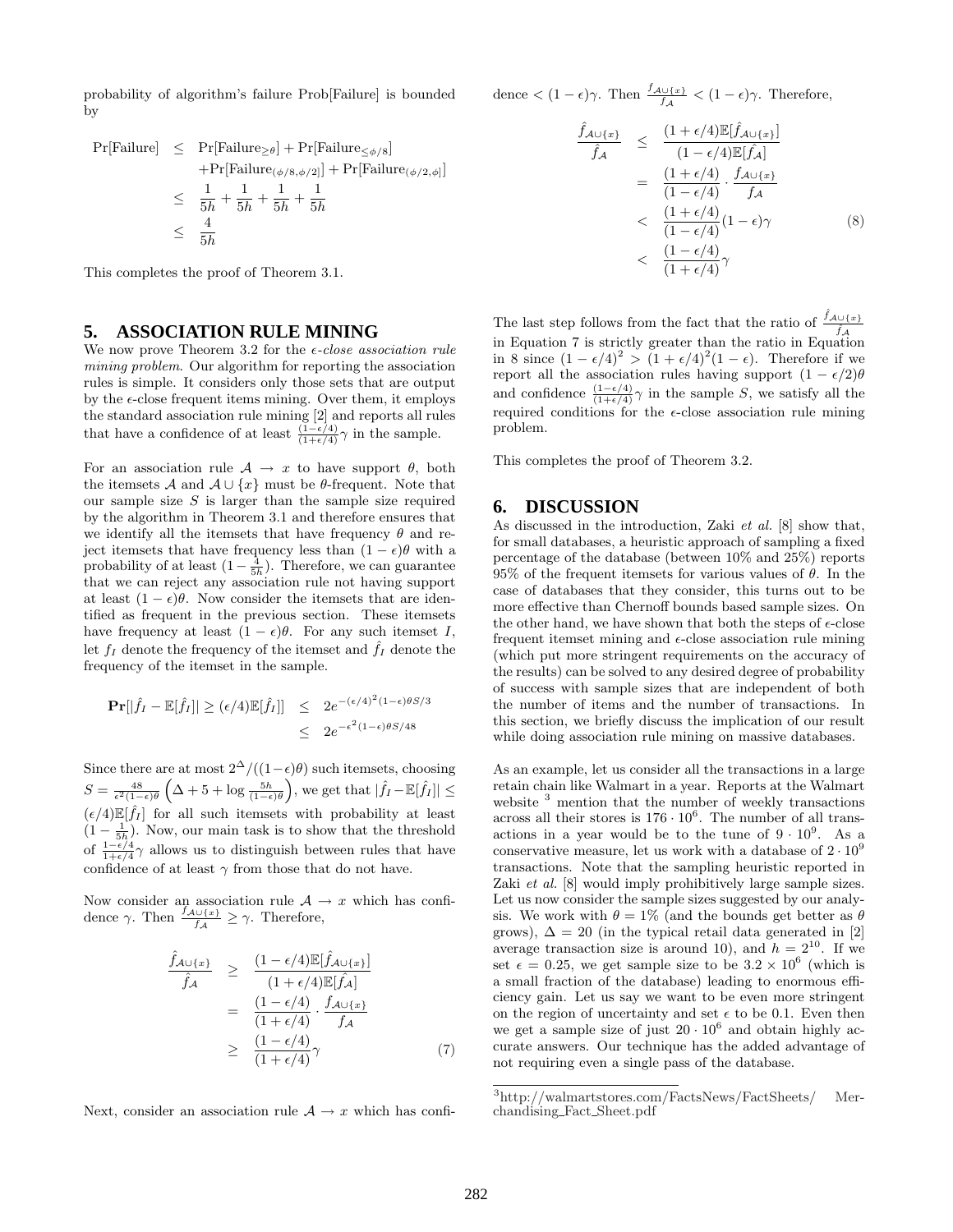probability of algorithm's failure Prob[Failure] is bounded by

$$
\begin{aligned}
\Pr[\text{Failure}] &\leq \Pr[\text{Failure}_{\geq\theta}] + \Pr[\text{Failure}_{\leq\phi/8}] \\
&\quad + \Pr[\text{Failure}_{(\phi/8,\phi/2]}] + \Pr[\text{Failure}_{(\phi/2,\phi]}] \\
&\leq \frac{1}{5h} + \frac{1}{5h} + \frac{1}{5h} + \frac{1}{5h} \\
&\leq \frac{4}{5h}
\end{aligned}
$$

This completes the proof of Theorem 3.1.

## 5. ASSOCIATION RULE MINING

We now prove Theorem 3.2 for the *$\epsilon$-close association rule mining problem*. Our algorithm for reporting the association rules is simple. It considers only those sets that are output by the $\epsilon$-close frequent items mining. Over them, it employs the standard association rule mining [2] and reports all rules that have a confidence of at least $\frac{(1-\epsilon/4)}{(1+\epsilon/4)}\gamma$ in the sample.

For an association rule $\mathcal{A} \to x$ to have support $\theta$, both the itemsets $\mathcal{A}$ and $\mathcal{A} \cup \{x\}$ must be $\theta$-frequent. Note that our sample size $S$ is larger than the sample size required by the algorithm in Theorem 3.1 and therefore ensures that we identify all the itemsets that have frequency $\theta$ and reject itemsets that have frequency less than $(1-\epsilon)\theta$ with a probability of at least $(1-\frac{4}{5h})$. Therefore, we can guarantee that we can reject any association rule not having support at least $(1-\epsilon)\theta$. Now consider the itemsets that are identified as frequent in the previous section. These itemsets have frequency at least $(1-\epsilon)\theta$. For any such itemset $I$, let $f_I$ denote the frequency of the itemset and $\hat{f}_I$ denote the frequency of the itemset in the sample.

$$
\begin{aligned}
\mathbf{Pr}[|\hat{f}_I - \mathbb{E}[\hat{f}_I]| \geq (\epsilon/4)\mathbb{E}[\hat{f}_I]] &\leq 2e^{-(\epsilon/4)^2(1-\epsilon)\theta S/3} \\
&\leq 2e^{-\epsilon^2(1-\epsilon)\theta S/48}
\end{aligned}
$$

Since there are at most $2^\Delta/((1-\epsilon)\theta)$ such itemsets, choosing $S = \frac{48}{\epsilon^2(1-\epsilon)\theta}\left(\Delta + 5 + \log\frac{5h}{(1-\epsilon)\theta}\right)$, we get that $|\hat{f}_I - \mathbb{E}[\hat{f}_I]| \leq (\epsilon/4)\mathbb{E}[\hat{f}_I]$ for all such itemsets with probability at least $(1-\frac{1}{5h})$. Now, our main task is to show that the threshold of $\frac{1-\epsilon/4}{1+\epsilon/4}\gamma$ allows us to distinguish between rules that have confidence of at least $\gamma$ from those that do not have.

Now consider an association rule $\mathcal{A} \to x$ which has confidence $\gamma$. Then $\frac{f_{\mathcal{A}\cup\{x\}}}{f_{\mathcal{A}}} \geq \gamma$. Therefore,

$$
\begin{aligned}
\frac{\hat{f}_{\mathcal{A}\cup\{x\}}}{\hat{f}_{\mathcal{A}}} &\geq \frac{(1-\epsilon/4)\mathbb{E}[\hat{f}_{\mathcal{A}\cup\{x\}}]}{(1+\epsilon/4)\mathbb{E}[\hat{f}_{\mathcal{A}}]} \\
&= \frac{(1-\epsilon/4)}{(1+\epsilon/4)} \cdot \frac{f_{\mathcal{A}\cup\{x\}}}{f_{\mathcal{A}}} \\
&\geq \frac{(1-\epsilon/4)}{(1+\epsilon/4)}\gamma \qquad (7)
\end{aligned}
$$

Next, consider an association rule $\mathcal{A} \to x$ which has confidence $< (1-\epsilon)\gamma$. Then $\frac{f_{\mathcal{A}\cup\{x\}}}{f_{\mathcal{A}}} < (1-\epsilon)\gamma$. Therefore,

$$
\begin{aligned}
\frac{\hat{f}_{\mathcal{A}\cup\{x\}}}{\hat{f}_{\mathcal{A}}} &\leq \frac{(1+\epsilon/4)\mathbb{E}[\hat{f}_{\mathcal{A}\cup\{x\}}]}{(1-\epsilon/4)\mathbb{E}[\hat{f}_{\mathcal{A}}]} \\
&= \frac{(1+\epsilon/4)}{(1-\epsilon/4)} \cdot \frac{f_{\mathcal{A}\cup\{x\}}}{f_{\mathcal{A}}} \\
&< \frac{(1+\epsilon/4)}{(1-\epsilon/4)}(1-\epsilon)\gamma \qquad (8) \\
&< \frac{(1-\epsilon/4)}{(1+\epsilon/4)}\gamma
\end{aligned}
$$

The last step follows from the fact that the ratio of $\frac{\hat{f}_{\mathcal{A}\cup\{x\}}}{\hat{f}_{\mathcal{A}}}$ in Equation 7 is strictly greater than the ratio in Equation in 8 since $(1-\epsilon/4)^2 > (1+\epsilon/4)^2(1-\epsilon)$. Therefore if we report all the association rules having support $(1-\epsilon/2)\theta$ and confidence $\frac{(1-\epsilon/4)}{(1+\epsilon/4)}\gamma$ in the sample $S$, we satisfy all the required conditions for the $\epsilon$-close association rule mining problem.

This completes the proof of Theorem 3.2.

## 6. DISCUSSION

As discussed in the introduction, Zaki *et al.* [8] show that, for small databases, a heuristic approach of sampling a fixed percentage of the database (between 10% and 25%) reports 95% of the frequent itemsets for various values of $\theta$. In the case of databases that they consider, this turns out to be more effective than Chernoff bounds based sample sizes. On the other hand, we have shown that both the steps of $\epsilon$-close frequent itemset mining and $\epsilon$-close association rule mining (which put more stringent requirements on the accuracy of the results) can be solved to any desired degree of probability of success with sample sizes that are independent of both the number of items and the number of transactions. In this section, we briefly discuss the implication of our result while doing association rule mining on massive databases.

As an example, let us consider all the transactions in a large retail chain like Walmart in a year. Reports at the Walmart website [3] mention that the number of weekly transactions across all their stores is $176 \cdot 10^6$. The number of all transactions in a year would be to the tune of $9 \cdot 10^9$. As a conservative measure, let us work with a database of $2 \cdot 10^9$ transactions. Note that the sampling heuristic reported in Zaki *et al.* [8] would imply prohibitively large sample sizes. Let us now consider the sample sizes suggested by our analysis. We work with $\theta = 1\%$ (and the bounds get better as $\theta$ grows), $\Delta = 20$ (in the typical retail data generated in [2] average transaction size is around 10), and $h = 2^{10}$. If we set $\epsilon = 0.25$, we get sample size to be $3.2 \times 10^6$ (which is a small fraction of the database) leading to enormous efficiency gain. Let us say we want to be even more stringent on the region of uncertainty and set $\epsilon$ to be 0.1. Even then we get a sample size of just $20 \cdot 10^6$ and obtain highly accurate answers. Our technique has the added advantage of not requiring even a single pass of the database.

[3] http://walmartstores.com/FactsNews/FactSheets/ Merchandising_Fact_Sheet.pdf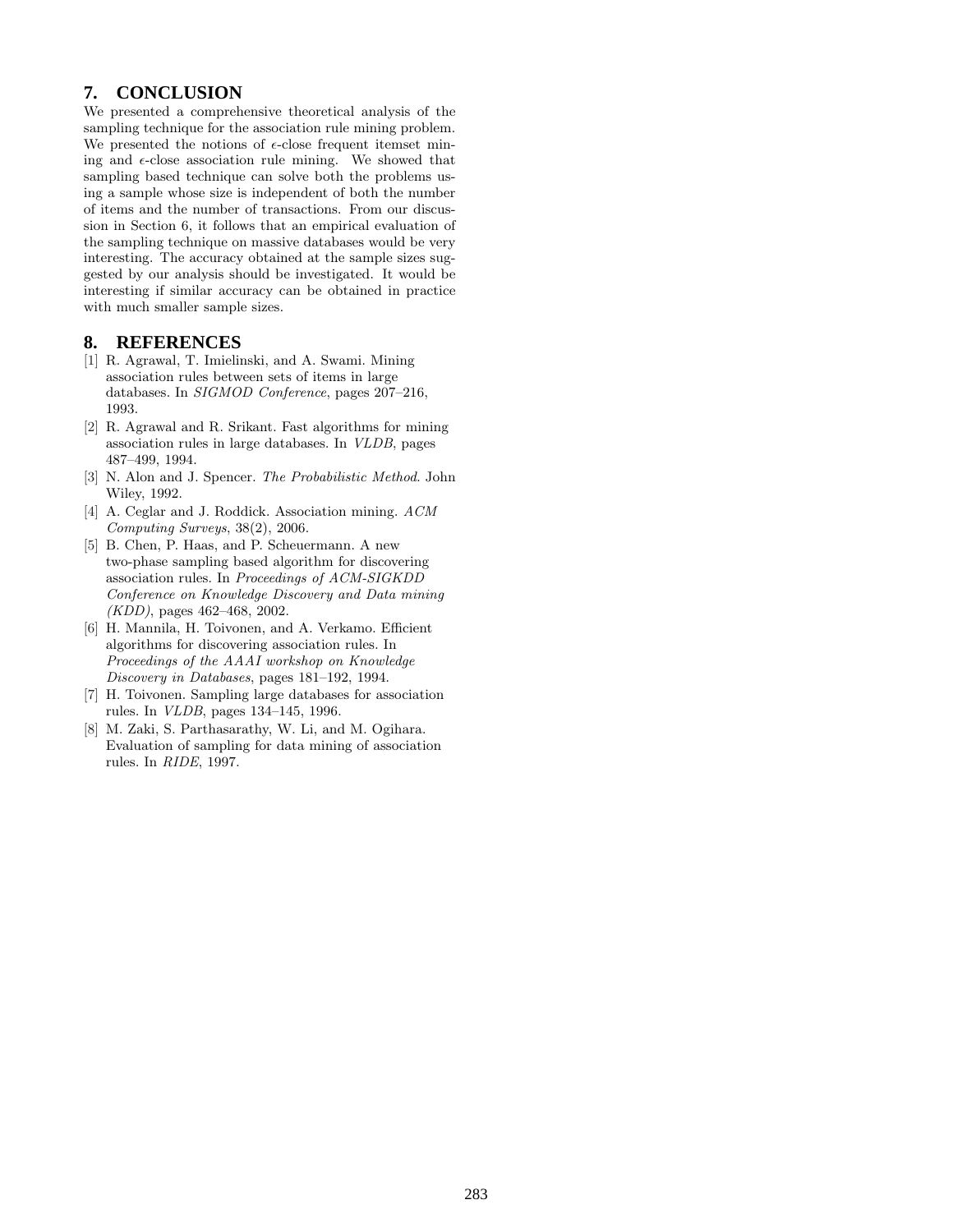## 7. CONCLUSION

We presented a comprehensive theoretical analysis of the sampling technique for the association rule mining problem. We presented the notions of $\epsilon$-close frequent itemset mining and $\epsilon$-close association rule mining. We showed that sampling based technique can solve both the problems using a sample whose size is independent of both the number of items and the number of transactions. From our discussion in Section 6, it follows that an empirical evaluation of the sampling technique on massive databases would be very interesting. The accuracy obtained at the sample sizes suggested by our analysis should be investigated. It would be interesting if similar accuracy can be obtained in practice with much smaller sample sizes.

## 8. REFERENCES

[1] R. Agrawal, T. Imielinski, and A. Swami. Mining association rules between sets of items in large databases. In *SIGMOD Conference*, pages 207–216, 1993.

[2] R. Agrawal and R. Srikant. Fast algorithms for mining association rules in large databases. In *VLDB*, pages 487–499, 1994.

[3] N. Alon and J. Spencer. *The Probabilistic Method*. John Wiley, 1992.

[4] A. Ceglar and J. Roddick. Association mining. *ACM Computing Surveys*, 38(2), 2006.

[5] B. Chen, P. Haas, and P. Scheuermann. A new two-phase sampling based algorithm for discovering association rules. In *Proceedings of ACM-SIGKDD Conference on Knowledge Discovery and Data mining (KDD)*, pages 462–468, 2002.

[6] H. Mannila, H. Toivonen, and A. Verkamo. Efficient algorithms for discovering association rules. In *Proceedings of the AAAI workshop on Knowledge Discovery in Databases*, pages 181–192, 1994.

[7] H. Toivonen. Sampling large databases for association rules. In *VLDB*, pages 134–145, 1996.

[8] M. Zaki, S. Parthasarathy, W. Li, and M. Ogihara. Evaluation of sampling for data mining of association rules. In *RIDE*, 1997.